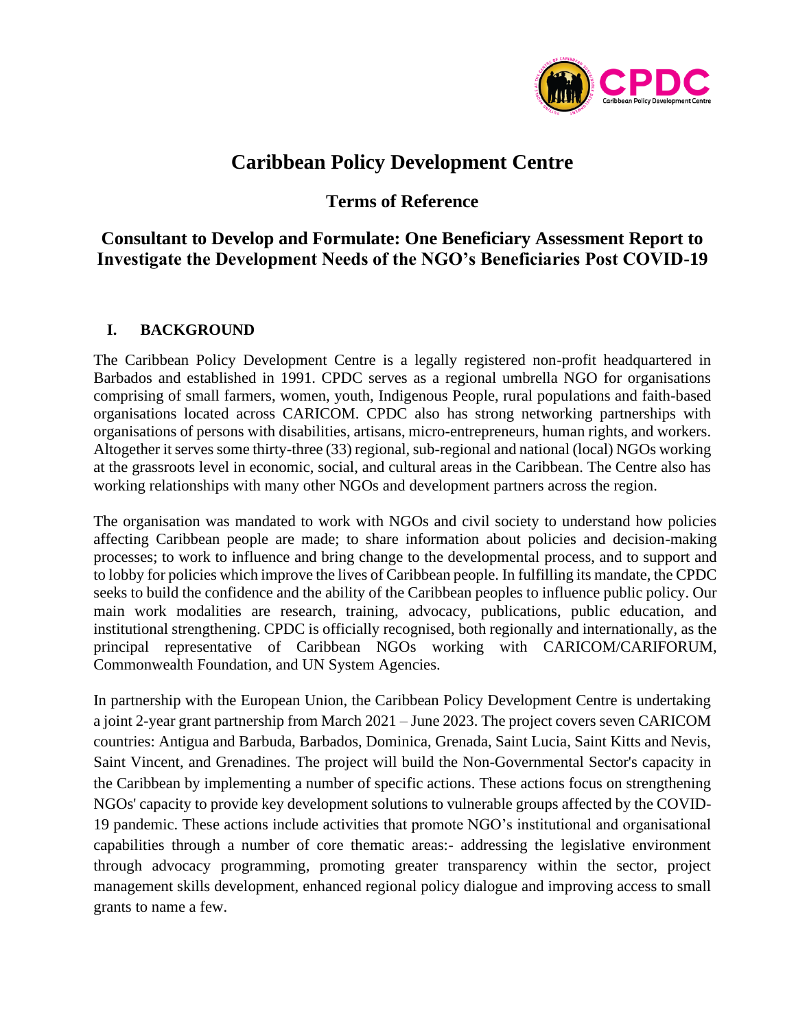# Caribbean Policy Development Centre

## Terms of Reference

## Consultant to Develop and Formulate: One Beneficiary Assessment Report to Investigate the Development Needs of the NGO's Beneficiaries Post COVID-19

### I. BACKGROUND

The Caribbean Policy Development Centre is a legally registered non-profit headquartered in Barbados and established in 1991. CPDC serves as a regional umbrella NGO for organisations comprising of small farmers, women, youth, Indigenous People, rural populations and faith-based organisations located across CARICOM. CPDC also has strong networking partnerships with organisations of persons with disabilities, artisans, micro-entrepreneurs, human rights, and workers. Altogether it serves some thirty-three (33) regional, sub-regional and national (local) NGOs working at the grassroots level in economic, social, and cultural areas in the Caribbean. The Centre also has working relationships with many other NGOs and development partners across the region.

The organisation was mandated to work with NGOs and civil society to understand how policies affecting Caribbean people are made; to share information about policies and decision-making processes; to work to influence and bring change to the developmental process, and to support and to lobby for policies which improve the lives of Caribbean people. In fulfilling its mandate, the CPDC seeks to build the confidence and the ability of the Caribbean peoples to influence public policy. Our main work modalities are research, training, advocacy, publications, public education, and institutional strengthening. CPDC is officially recognised, both regionally and internationally, as the principal representative of Caribbean NGOs working with CARICOM/CARIFORUM, Commonwealth Foundation, and UN System Agencies.

In partnership with the European Union, the Caribbean Policy Development Centre is undertaking a joint 2-year grant partnership from March 2021 – June 2023. The project covers seven CARICOM countries: Antigua and Barbuda, Barbados, Dominica, Grenada, Saint Lucia, Saint Kitts and Nevis, Saint Vincent, and Grenadines. The project will build the Non-Governmental Sector's capacity in the Caribbean by implementing a number of specific actions. These actions focus on strengthening NGOs' capacity to provide key development solutions to vulnerable groups affected by the COVID-19 pandemic. These actions include activities that promote NGO's institutional and organisational capabilities through a number of core thematic areas:- addressing the legislative environment through advocacy programming, promoting greater transparency within the sector, project management skills development, enhanced regional policy dialogue and improving access to small grants to name a few.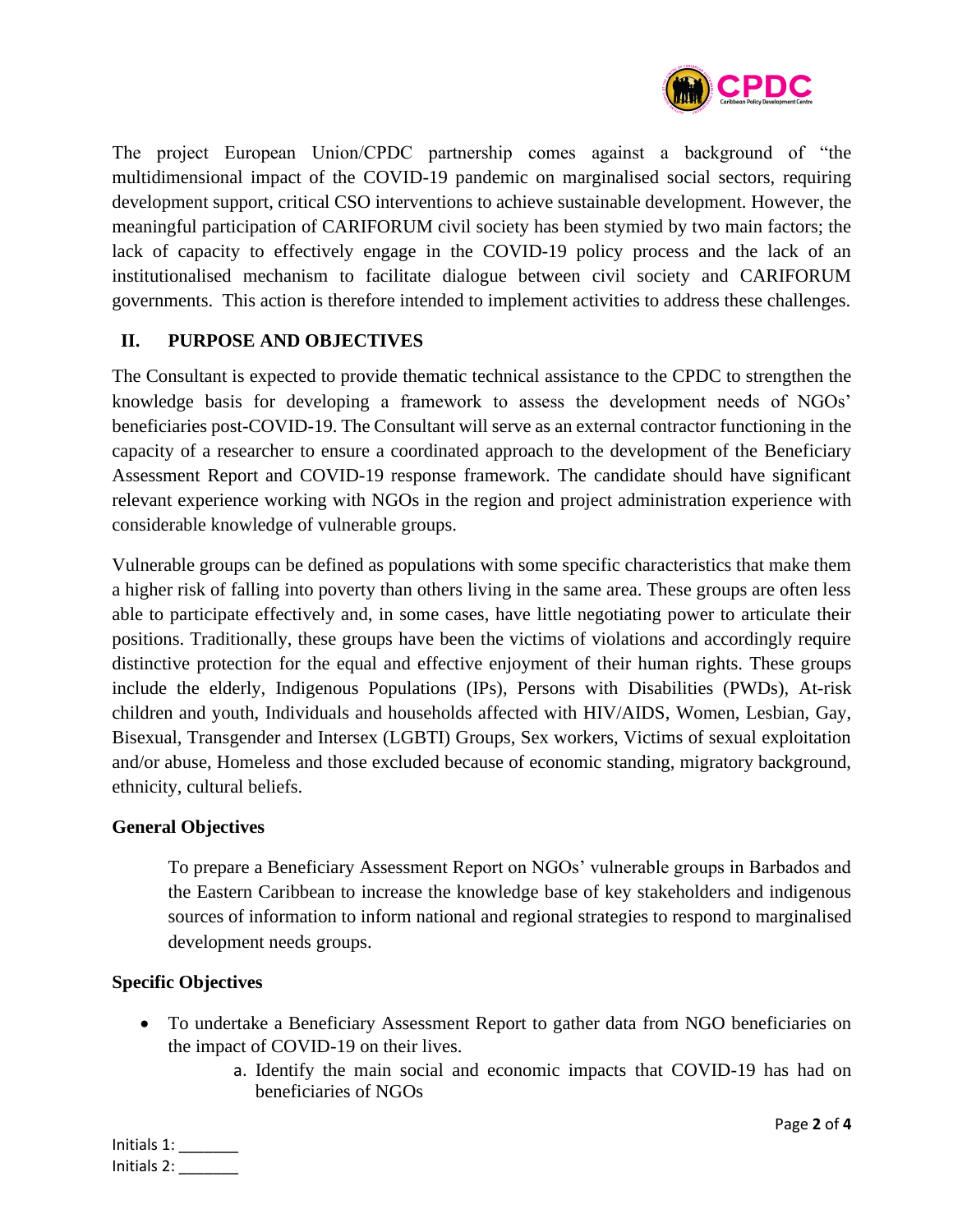The project European Union/CPDC partnership comes against a background of "the multidimensional impact of the COVID-19 pandemic on marginalised social sectors, requiring development support, critical CSO interventions to achieve sustainable development. However, the meaningful participation of CARIFORUM civil society has been stymied by two main factors; the lack of capacity to effectively engage in the COVID-19 policy process and the lack of an institutionalised mechanism to facilitate dialogue between civil society and CARIFORUM governments. This action is therefore intended to implement activities to address these challenges.

## II. PURPOSE AND OBJECTIVES

The Consultant is expected to provide thematic technical assistance to the CPDC to strengthen the knowledge basis for developing a framework to assess the development needs of NGOs' beneficiaries post-COVID-19. The Consultant will serve as an external contractor functioning in the capacity of a researcher to ensure a coordinated approach to the development of the Beneficiary Assessment Report and COVID-19 response framework. The candidate should have significant relevant experience working with NGOs in the region and project administration experience with considerable knowledge of vulnerable groups.

Vulnerable groups can be defined as populations with some specific characteristics that make them a higher risk of falling into poverty than others living in the same area. These groups are often less able to participate effectively and, in some cases, have little negotiating power to articulate their positions. Traditionally, these groups have been the victims of violations and accordingly require distinctive protection for the equal and effective enjoyment of their human rights. These groups include the elderly, Indigenous Populations (IPs), Persons with Disabilities (PWDs), At-risk children and youth, Individuals and households affected with HIV/AIDS, Women, Lesbian, Gay, Bisexual, Transgender and Intersex (LGBTI) Groups, Sex workers, Victims of sexual exploitation and/or abuse, Homeless and those excluded because of economic standing, migratory background, ethnicity, cultural beliefs.

### General Objectives

To prepare a Beneficiary Assessment Report on NGOs' vulnerable groups in Barbados and the Eastern Caribbean to increase the knowledge base of key stakeholders and indigenous sources of information to inform national and regional strategies to respond to marginalised development needs groups.

### Specific Objectives

- To undertake a Beneficiary Assessment Report to gather data from NGO beneficiaries on the impact of COVID-19 on their lives.
    a. Identify the main social and economic impacts that COVID-19 has had on beneficiaries of NGOs

Initials 1: _______
Initials 2: _______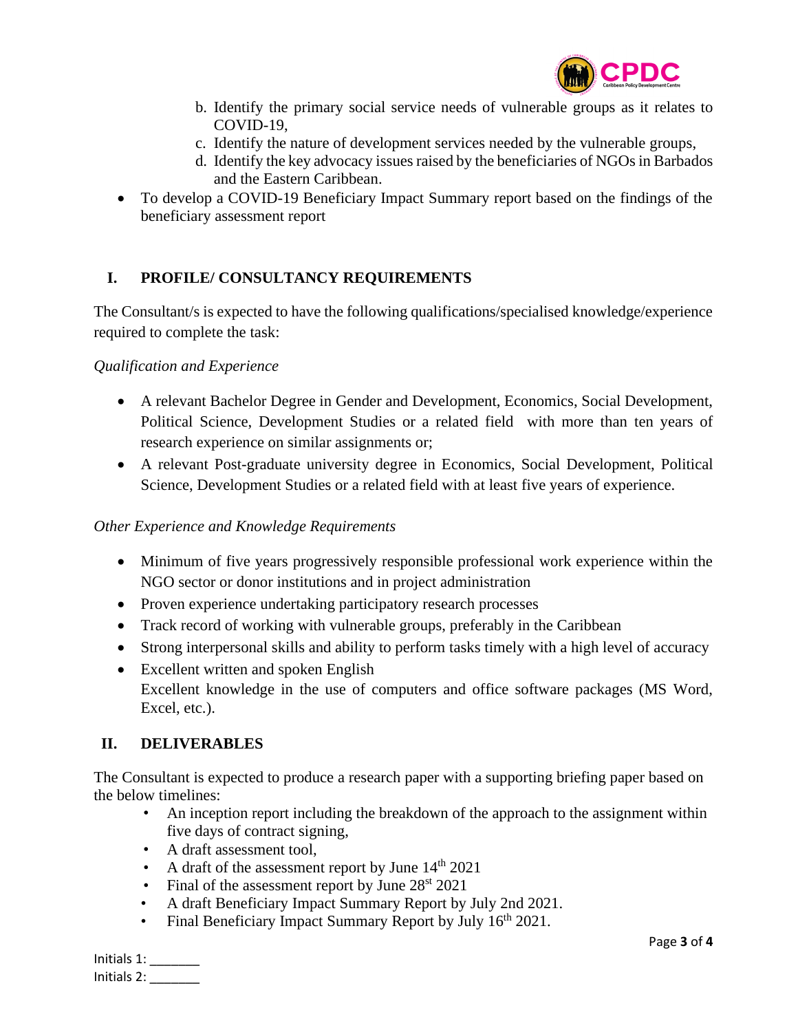b. Identify the primary social service needs of vulnerable groups as it relates to COVID-19,
c. Identify the nature of development services needed by the vulnerable groups,
d. Identify the key advocacy issues raised by the beneficiaries of NGOs in Barbados and the Eastern Caribbean.

- To develop a COVID-19 Beneficiary Impact Summary report based on the findings of the beneficiary assessment report

## I. PROFILE/ CONSULTANCY REQUIREMENTS

The Consultant/s is expected to have the following qualifications/specialised knowledge/experience required to complete the task:

*Qualification and Experience*

- A relevant Bachelor Degree in Gender and Development, Economics, Social Development, Political Science, Development Studies or a related field with more than ten years of research experience on similar assignments or;
- A relevant Post-graduate university degree in Economics, Social Development, Political Science, Development Studies or a related field with at least five years of experience.

*Other Experience and Knowledge Requirements*

- Minimum of five years progressively responsible professional work experience within the NGO sector or donor institutions and in project administration
- Proven experience undertaking participatory research processes
- Track record of working with vulnerable groups, preferably in the Caribbean
- Strong interpersonal skills and ability to perform tasks timely with a high level of accuracy
- Excellent written and spoken English
  Excellent knowledge in the use of computers and office software packages (MS Word, Excel, etc.).

## II. DELIVERABLES

The Consultant is expected to produce a research paper with a supporting briefing paper based on the below timelines:

- An inception report including the breakdown of the approach to the assignment within five days of contract signing,
- A draft assessment tool,
- A draft of the assessment report by June 14th 2021
- Final of the assessment report by June 28st 2021
- A draft Beneficiary Impact Summary Report by July 2nd 2021.
- Final Beneficiary Impact Summary Report by July 16th 2021.

Initials 1: _______
Initials 2: _______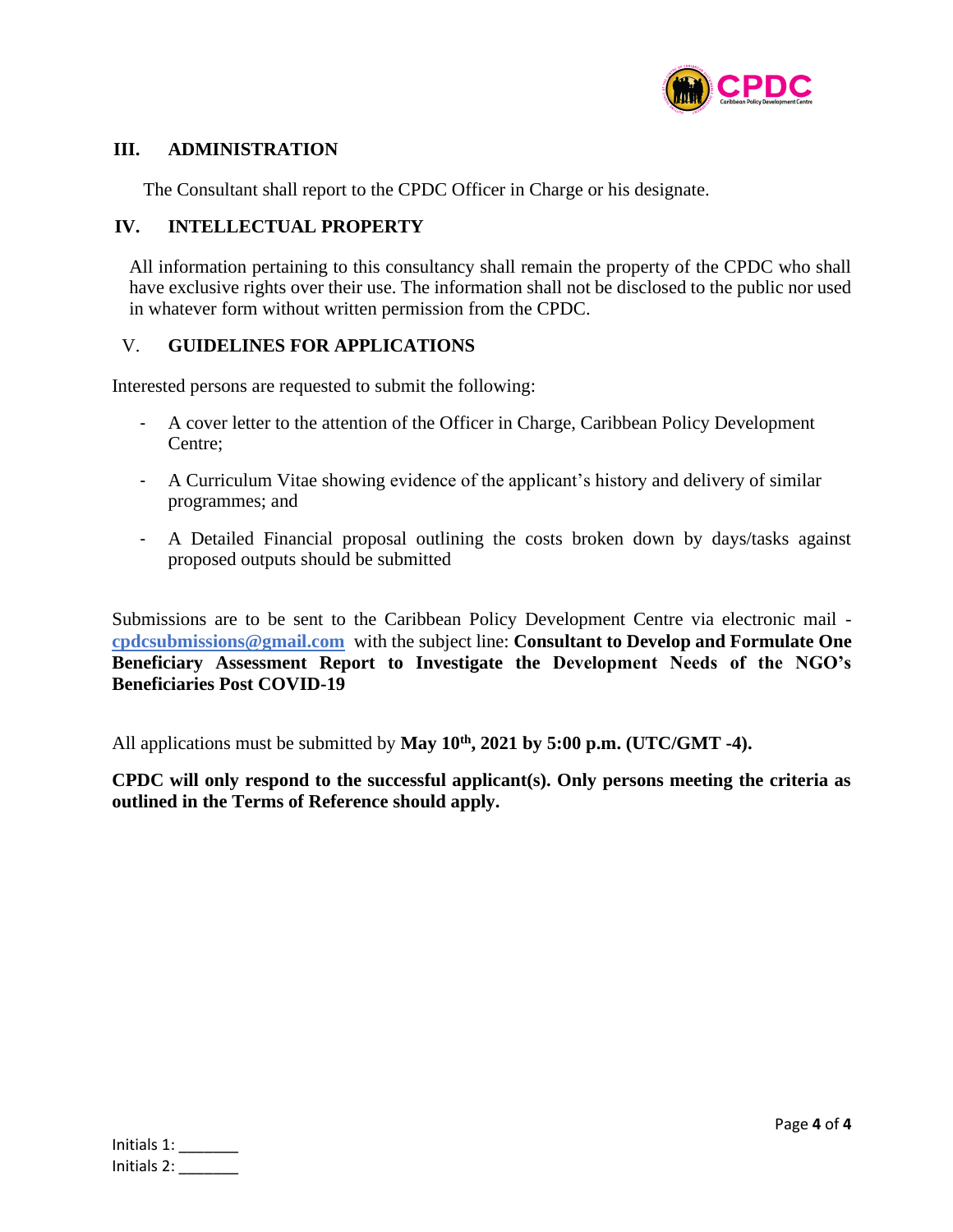## III. ADMINISTRATION

The Consultant shall report to the CPDC Officer in Charge or his designate.

## IV. INTELLECTUAL PROPERTY

All information pertaining to this consultancy shall remain the property of the CPDC who shall have exclusive rights over their use. The information shall not be disclosed to the public nor used in whatever form without written permission from the CPDC.

## V. GUIDELINES FOR APPLICATIONS

Interested persons are requested to submit the following:

- A cover letter to the attention of the Officer in Charge, Caribbean Policy Development Centre;
- A Curriculum Vitae showing evidence of the applicant's history and delivery of similar programmes; and
- A Detailed Financial proposal outlining the costs broken down by days/tasks against proposed outputs should be submitted

Submissions are to be sent to the Caribbean Policy Development Centre via electronic mail - cpdcsubmissions@gmail.com with the subject line: **Consultant to Develop and Formulate One Beneficiary Assessment Report to Investigate the Development Needs of the NGO's Beneficiaries Post COVID-19**

All applications must be submitted by **May 10th, 2021 by 5:00 p.m. (UTC/GMT -4).**

**CPDC will only respond to the successful applicant(s). Only persons meeting the criteria as outlined in the Terms of Reference should apply.**

Initials 1: _______
Initials 2: _______